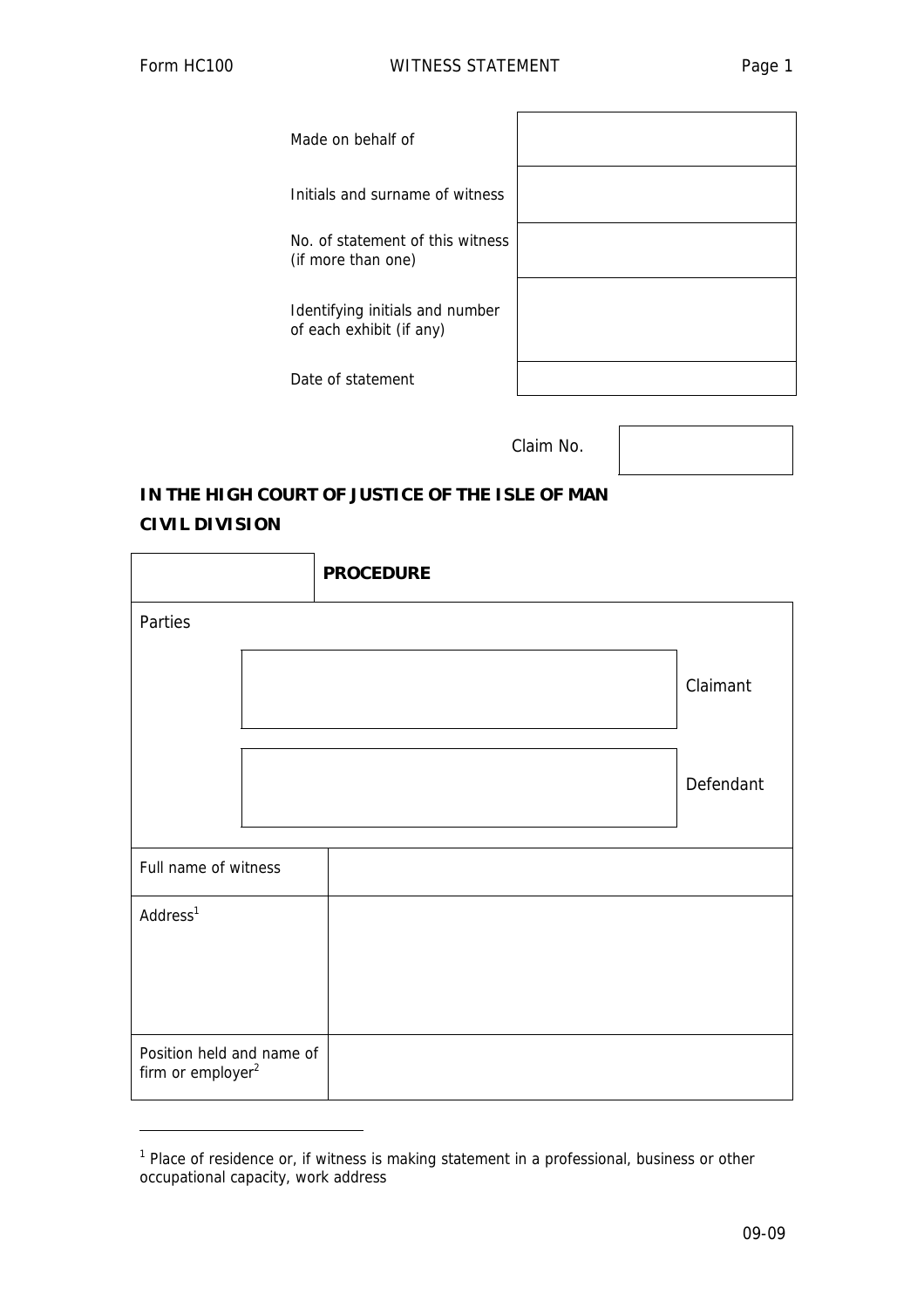| | |
|---|---|
| Made on behalf of | |
| Initials and surname of witness | |
| No. of statement of this witness (if more than one) | |
| Identifying initials and number of each exhibit (if any) | |
| Date of statement | |

Claim No.

**IN THE HIGH COURT OF JUSTICE OF THE ISLE OF MAN**

**CIVIL DIVISION**

| | **PROCEDURE** |
|---|---|

Parties

| | |
|---|---|
| | Claimant |
| | Defendant |

| | |
|---|---|
| Full name of witness | |
| Address[1] | |
| Position held and name of firm or employer[2] | |

[1] Place of residence or, if witness is making statement in a professional, business or other occupational capacity, work address

09-09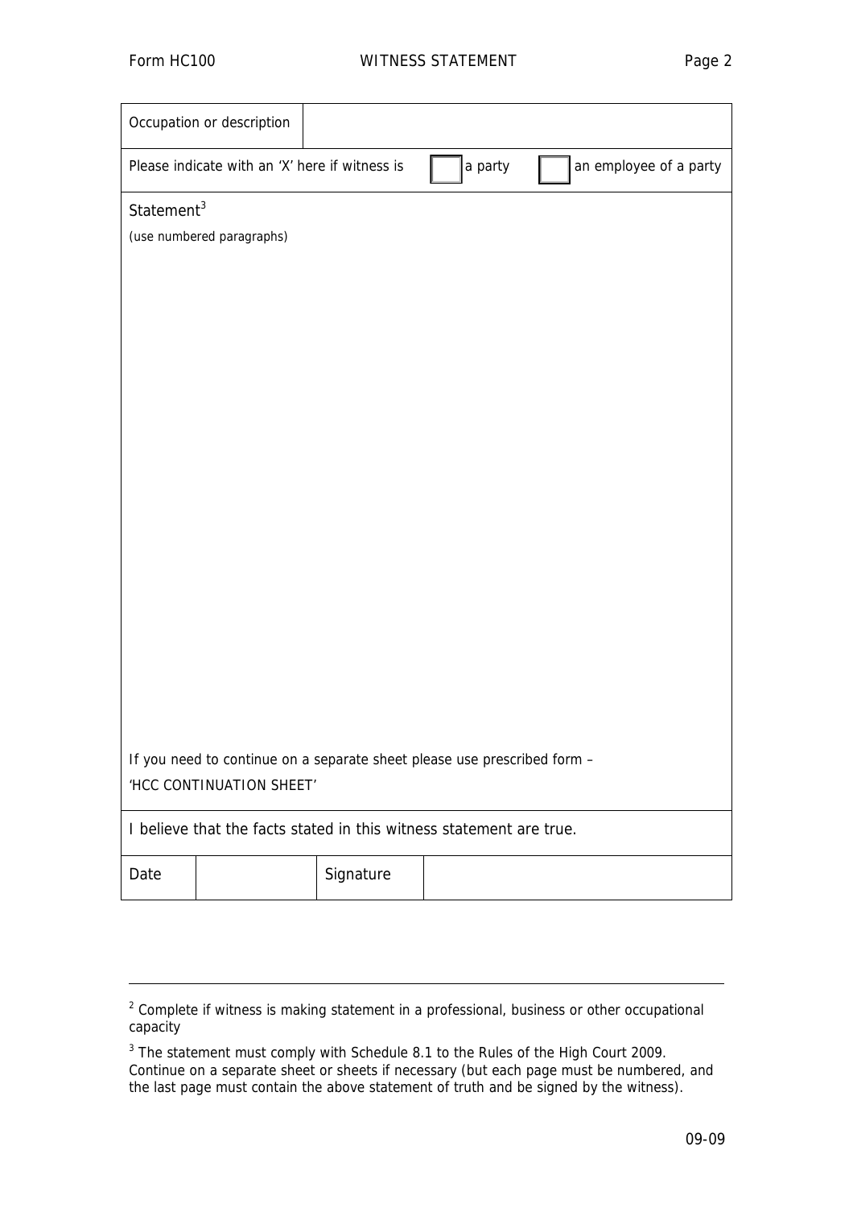| | |
|---|---|
| Occupation or description | |
| Please indicate with an 'X' here if witness is ☐ a party ☐ an employee of a party | |

Statement[3]

(use numbered paragraphs)

If you need to continue on a separate sheet please use prescribed form –

'HCC CONTINUATION SHEET'

I believe that the facts stated in this witness statement are true.

| | | | |
|---|---|---|---|
| Date | | Signature | |

---

[2] Complete if witness is making statement in a professional, business or other occupational capacity

[3] The statement must comply with Schedule 8.1 to the Rules of the High Court 2009. Continue on a separate sheet or sheets if necessary (but each page must be numbered, and the last page must contain the above statement of truth and be signed by the witness).

09-09